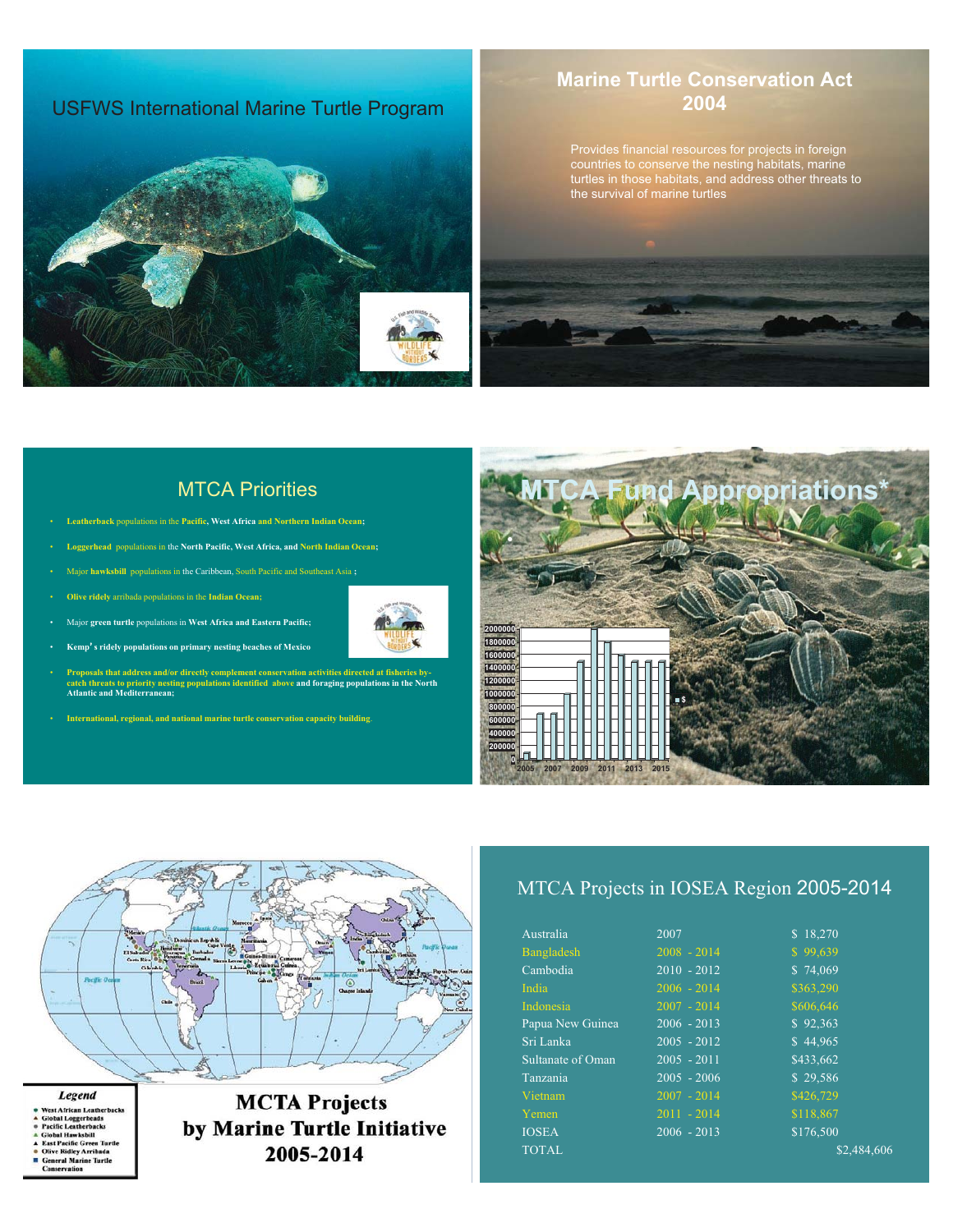## USFWS International Marine Turtle Program

## Marine Turtle Conservation Act 2004

Provides financial resources for projects in foreign countries to conserve the nesting habitats, marine turtles in those habitats, and address other threats to the survival of marine turtles

## MTCA Priorities

- **Leatherback** populations in the **Pacific**, **West Africa** and **Northern Indian Ocean**;
- **Loggerhead** populations in the **North Pacific, West Africa**, and **North Indian Ocean**;
- Major **hawksbill** populations in the Caribbean, South Pacific and Southeast Asia ;
- **Olive ridely** arribada populations in the **Indian Ocean**;
- Major **green turtle** populations in **West Africa and Eastern Pacific;**
- **Kemp's ridely populations on primary nesting beaches of Mexico**
- **Proposals that address and/or directly complement conservation activities directed at fisheries by-catch threats to priority nesting populations identified above and foraging populations in the North Atlantic and Mediterranean;**
- **International, regional, and national marine turtle conservation capacity building**.

## MTCA Fund Appropriations*

## MCTA Projects by Marine Turtle Initiative 2005-2014

Legend
- West African Leatherbacks
- Global Loggerheads
- Pacific Leatherbacks
- Global Hawksbill
- East Pacific Green Turtle
- Olive Ridley Arribada
- General Marine Turtle Conservation

## MTCA Projects in IOSEA Region 2005-2014

| | | |
|---|---|---|
| Australia | 2007 | $ 18,270 |
| Bangladesh | 2008 - 2014 | $ 99,639 |
| Cambodia | 2010 - 2012 | $ 74,069 |
| India | 2006 - 2014 | $363,290 |
| Indonesia | 2007 - 2014 | $606,646 |
| Papua New Guinea | 2006 - 2013 | $ 92,363 |
| Sri Lanka | 2005 - 2012 | $ 44,965 |
| Sultanate of Oman | 2005 - 2011 | $433,662 |
| Tanzania | 2005 - 2006 | $ 29,586 |
| Vietnam | 2007 - 2014 | $426,729 |
| Yemen | 2011 - 2014 | $118,867 |
| IOSEA | 2006 - 2013 | $176,500 |
| TOTAL | | $2,484,606 |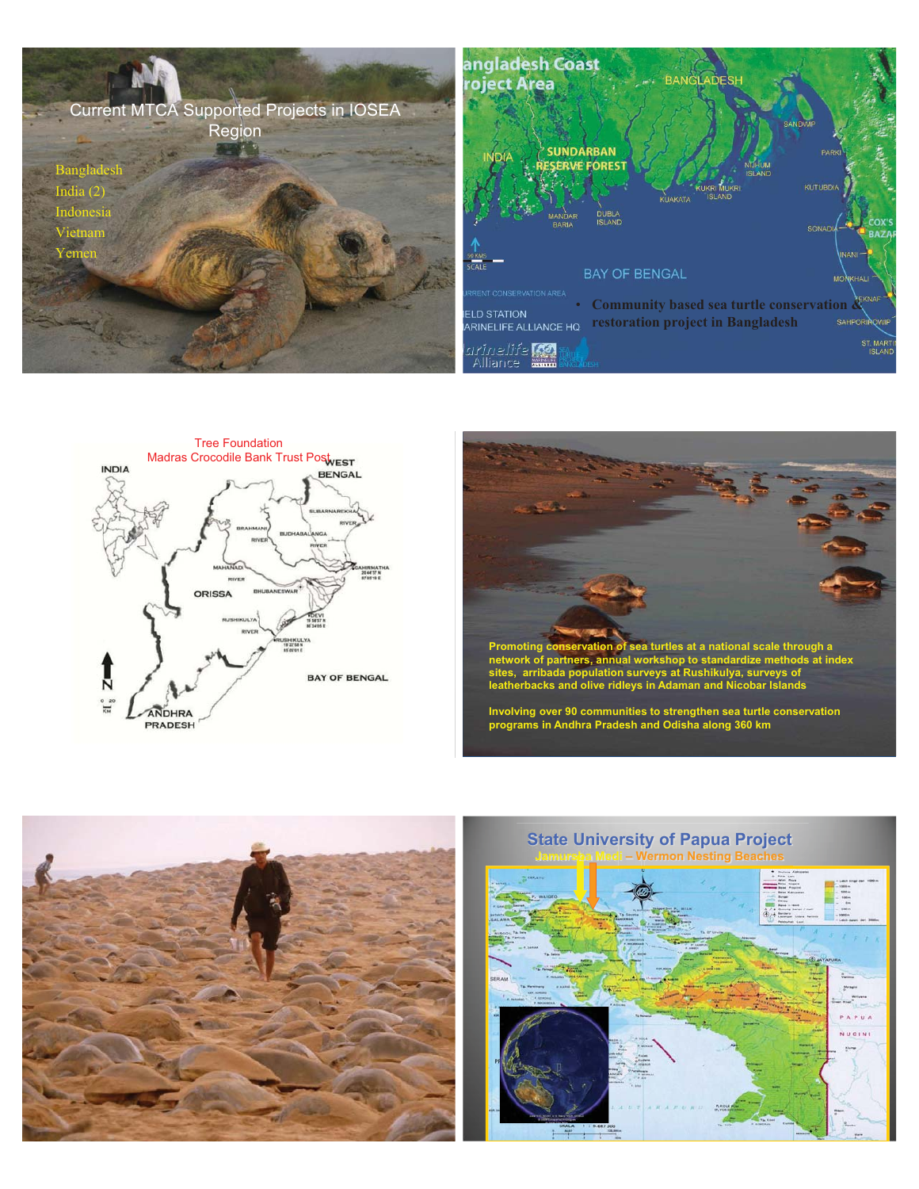Current MTCA Supported Projects in IOSEA Region

- Bangladesh
- India (2)
- Indonesia
- Vietnam
- Yemen

Bangladesh Coast Project Area

- Community based sea turtle conservation & restoration project in Bangladesh

Tree Foundation

Madras Crocodile Bank Trust Post

Promoting conservation of sea turtles at a national scale through a network of partners, annual workshop to standardize methods at index sites, arribada population surveys at Rushikulya, surveys of leatherbacks and olive ridleys in Adaman and Nicobar Islands

Involving over 90 communities to strengthen sea turtle conservation programs in Andhra Pradesh and Odisha along 360 km

State University of Papua Project

Jamursba Medi – Wermon Nesting Beaches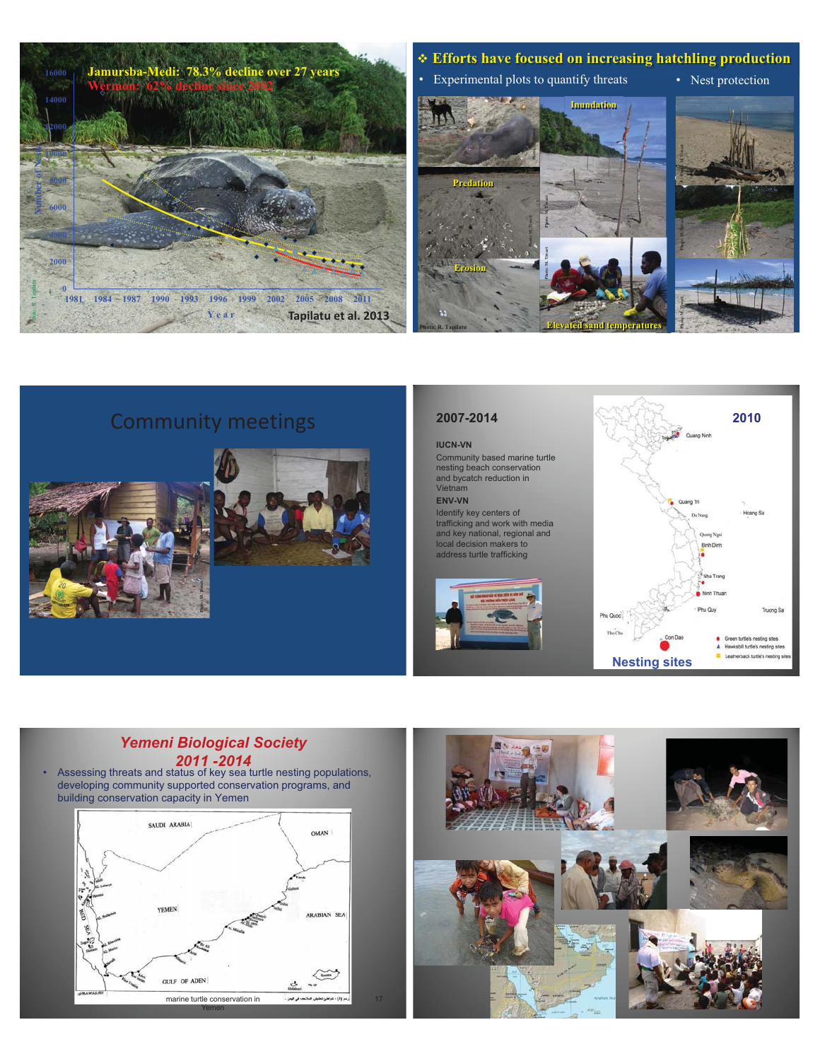Jamursba-Medi: 78.3% decline over 27 years

Wermon: 62% decline since 2002

Tapilatu et al. 2013

## Efforts have focused on increasing hatchling production

- Experimental plots to quantify threats
- Nest protection

Inundation

Predation

Erosion

Elevated sand temperatures

## Community meetings

## 2007-2014

**IUCN-VN**

Community based marine turtle nesting beach conservation and bycatch reduction in Vietnam

**ENV-VN**

Identify key centers of trafficking and work with media and key national, regional and local decision makers to address turtle trafficking

**2010**

**Nesting sites**

## *Yemeni Biological Society*
## *2011 -2014*

- Assessing threats and status of key sea turtle nesting populations, developing community supported conservation programs, and building conservation capacity in Yemen

marine turtle conservation in Yemen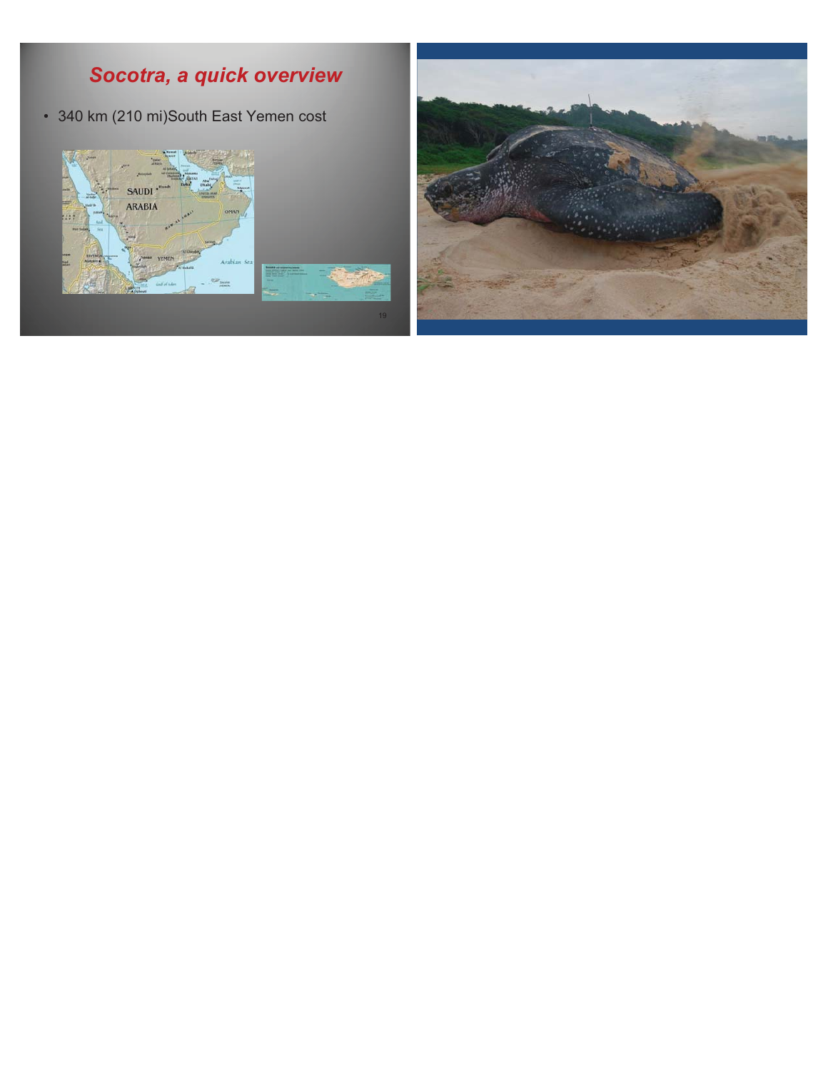## *Socotra, a quick overview*

- 340 km (210 mi)South East Yemen cost